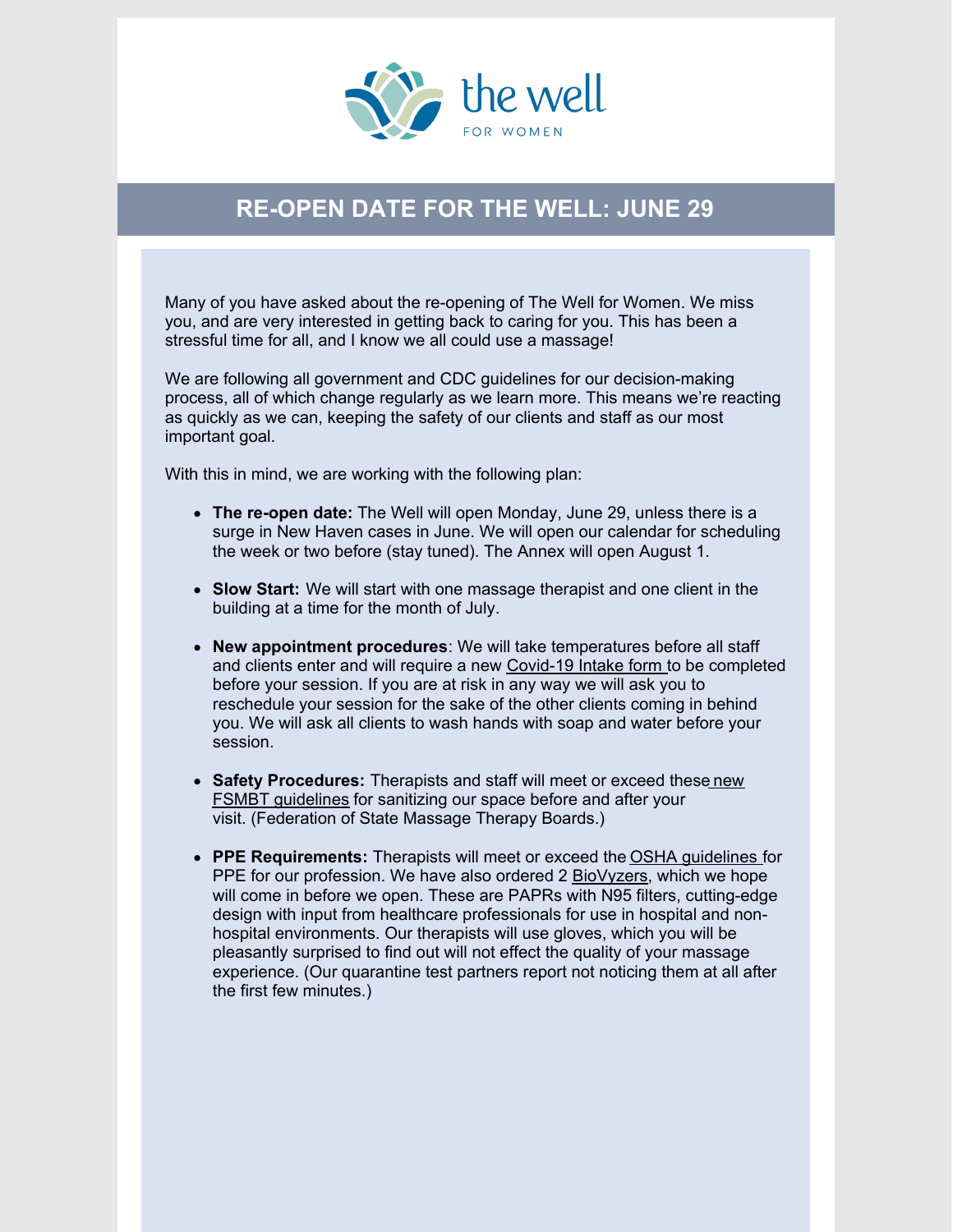the well

FOR WOMEN

## RE-OPEN DATE FOR THE WELL: JUNE 29

Many of you have asked about the re-opening of The Well for Women. We miss you, and are very interested in getting back to caring for you. This has been a stressful time for all, and I know we all could use a massage!

We are following all government and CDC guidelines for our decision-making process, all of which change regularly as we learn more. This means we're reacting as quickly as we can, keeping the safety of our clients and staff as our most important goal.

With this in mind, we are working with the following plan:

- **The re-open date:** The Well will open Monday, June 29, unless there is a surge in New Haven cases in June. We will open our calendar for scheduling the week or two before (stay tuned). The Annex will open August 1.
- **Slow Start:** We will start with one massage therapist and one client in the building at a time for the month of July.
- **New appointment procedures**: We will take temperatures before all staff and clients enter and will require a new Covid-19 Intake form to be completed before your session. If you are at risk in any way we will ask you to reschedule your session for the sake of the other clients coming in behind you. We will ask all clients to wash hands with soap and water before your session.
- **Safety Procedures:** Therapists and staff will meet or exceed these new FSMBT guidelines for sanitizing our space before and after your visit. (Federation of State Massage Therapy Boards.)
- **PPE Requirements:** Therapists will meet or exceed the OSHA guidelines for PPE for our profession. We have also ordered 2 BioVyzers, which we hope will come in before we open. These are PAPRs with N95 filters, cutting-edge design with input from healthcare professionals for use in hospital and non-hospital environments. Our therapists will use gloves, which you will be pleasantly surprised to find out will not effect the quality of your massage experience. (Our quarantine test partners report not noticing them at all after the first few minutes.)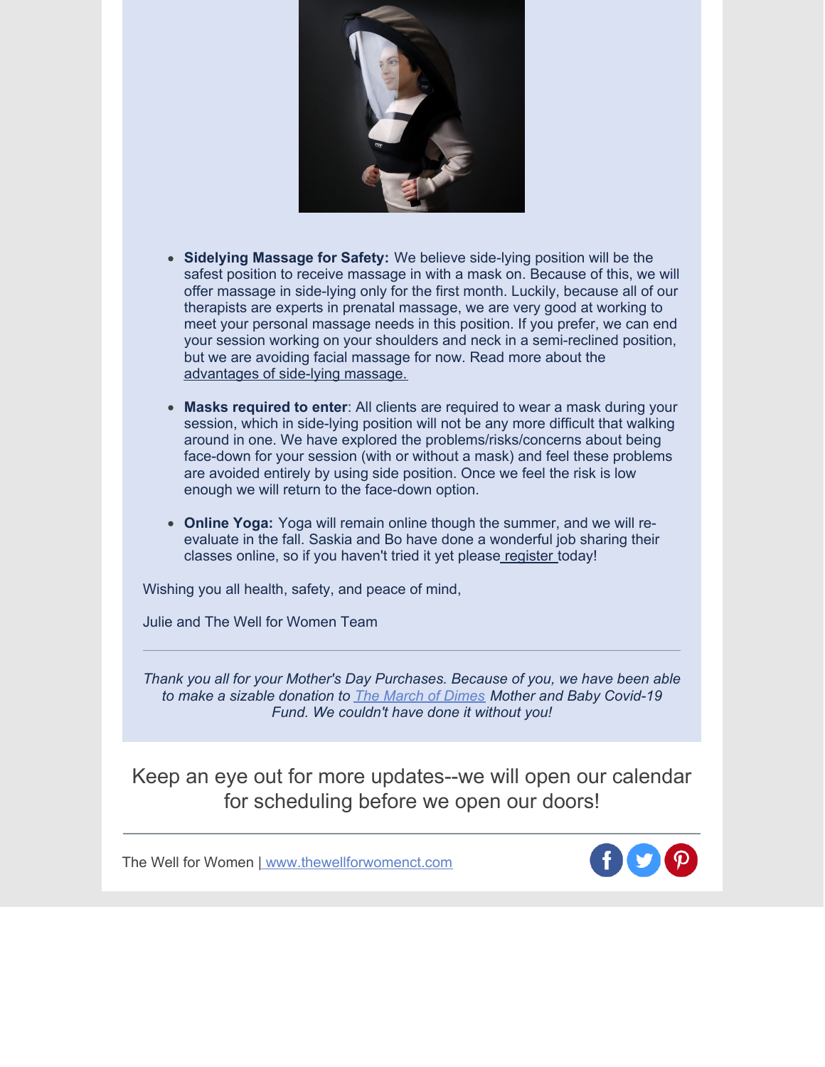- **Sidelying Massage for Safety:** We believe side-lying position will be the safest position to receive massage in with a mask on. Because of this, we will offer massage in side-lying only for the first month. Luckily, because all of our therapists are experts in prenatal massage, we are very good at working to meet your personal massage needs in this position. If you prefer, we can end your session working on your shoulders and neck in a semi-reclined position, but we are avoiding facial massage for now. Read more about the advantages of side-lying massage.

- **Masks required to enter**: All clients are required to wear a mask during your session, which in side-lying position will not be any more difficult that walking around in one. We have explored the problems/risks/concerns about being face-down for your session (with or without a mask) and feel these problems are avoided entirely by using side position. Once we feel the risk is low enough we will return to the face-down option.

- **Online Yoga:** Yoga will remain online though the summer, and we will re-evaluate in the fall. Saskia and Bo have done a wonderful job sharing their classes online, so if you haven't tried it yet please register today!

Wishing you all health, safety, and peace of mind,

Julie and The Well for Women Team

---

*Thank you all for your Mother's Day Purchases. Because of you, we have been able to make a sizable donation to The March of Dimes Mother and Baby Covid-19 Fund. We couldn't have done it without you!*

Keep an eye out for more updates--we will open our calendar for scheduling before we open our doors!

---

The Well for Women | www.thewellforwomenct.com